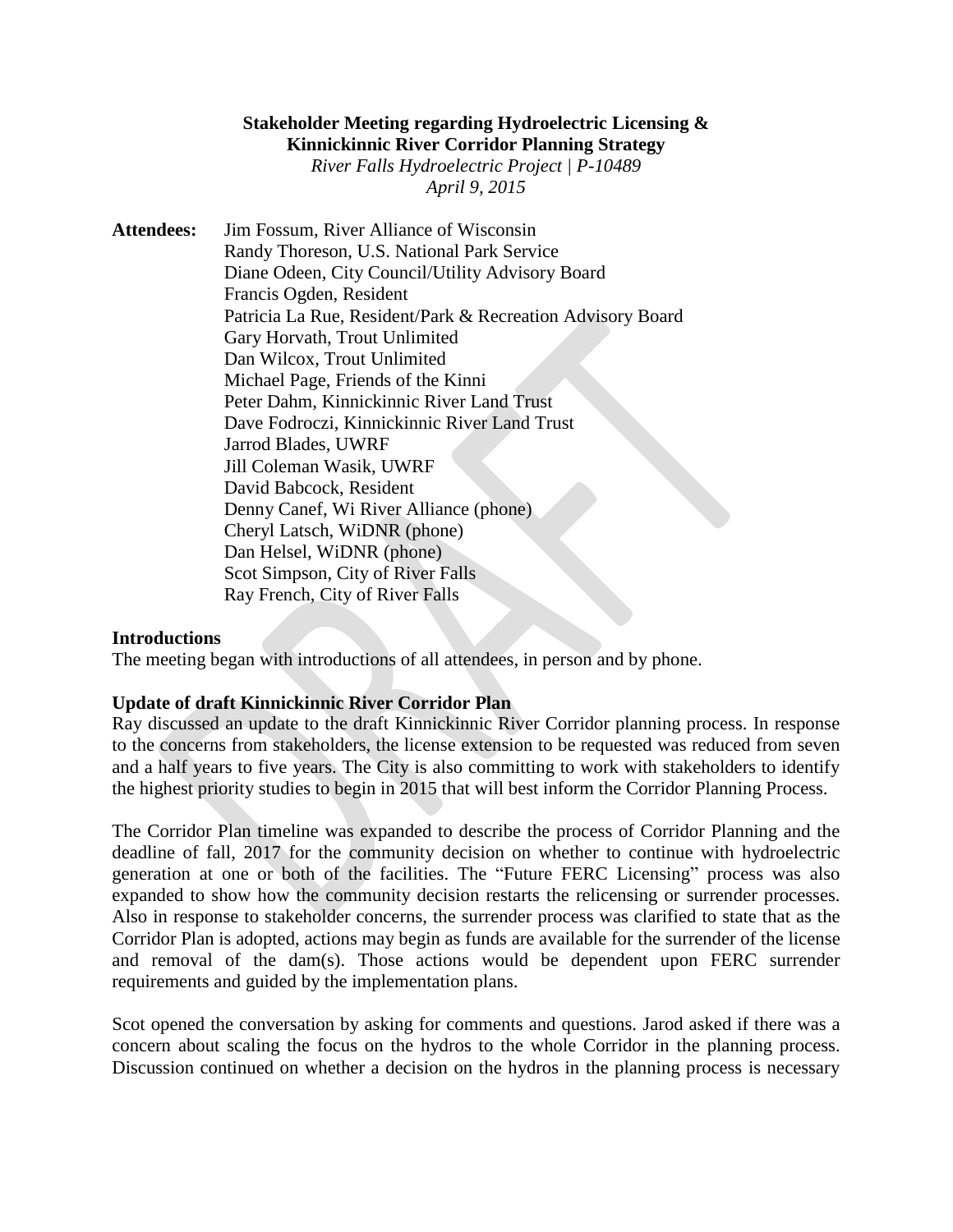**Stakeholder Meeting regarding Hydroelectric Licensing & Kinnickinnic River Corridor Planning Strategy**

*River Falls Hydroelectric Project | P-10489*

*April 9, 2015*

**Attendees:**

Jim Fossum, River Alliance of Wisconsin
Randy Thoreson, U.S. National Park Service
Diane Odeen, City Council/Utility Advisory Board
Francis Ogden, Resident
Patricia La Rue, Resident/Park & Recreation Advisory Board
Gary Horvath, Trout Unlimited
Dan Wilcox, Trout Unlimited
Michael Page, Friends of the Kinni
Peter Dahm, Kinnickinnic River Land Trust
Dave Fodroczi, Kinnickinnic River Land Trust
Jarrod Blades, UWRF
Jill Coleman Wasik, UWRF
David Babcock, Resident
Denny Canef, Wi River Alliance (phone)
Cheryl Latsch, WiDNR (phone)
Dan Helsel, WiDNR (phone)
Scot Simpson, City of River Falls
Ray French, City of River Falls

**Introductions**

The meeting began with introductions of all attendees, in person and by phone.

**Update of draft Kinnickinnic River Corridor Plan**

Ray discussed an update to the draft Kinnickinnic River Corridor planning process. In response to the concerns from stakeholders, the license extension to be requested was reduced from seven and a half years to five years. The City is also committing to work with stakeholders to identify the highest priority studies to begin in 2015 that will best inform the Corridor Planning Process.

The Corridor Plan timeline was expanded to describe the process of Corridor Planning and the deadline of fall, 2017 for the community decision on whether to continue with hydroelectric generation at one or both of the facilities. The "Future FERC Licensing" process was also expanded to show how the community decision restarts the relicensing or surrender processes. Also in response to stakeholder concerns, the surrender process was clarified to state that as the Corridor Plan is adopted, actions may begin as funds are available for the surrender of the license and removal of the dam(s). Those actions would be dependent upon FERC surrender requirements and guided by the implementation plans.

Scot opened the conversation by asking for comments and questions. Jarod asked if there was a concern about scaling the focus on the hydros to the whole Corridor in the planning process. Discussion continued on whether a decision on the hydros in the planning process is necessary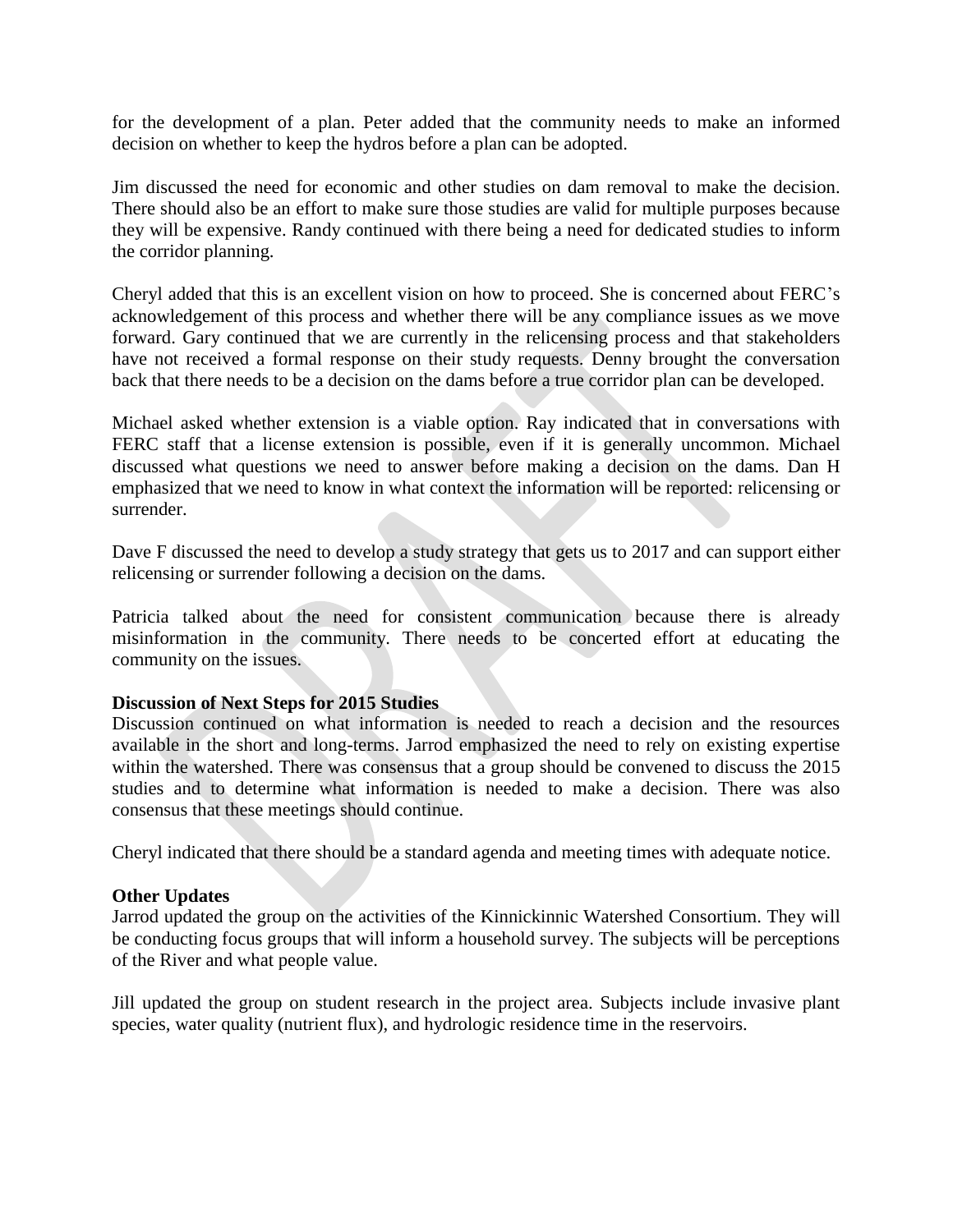for the development of a plan. Peter added that the community needs to make an informed decision on whether to keep the hydros before a plan can be adopted.

Jim discussed the need for economic and other studies on dam removal to make the decision. There should also be an effort to make sure those studies are valid for multiple purposes because they will be expensive. Randy continued with there being a need for dedicated studies to inform the corridor planning.

Cheryl added that this is an excellent vision on how to proceed. She is concerned about FERC's acknowledgement of this process and whether there will be any compliance issues as we move forward. Gary continued that we are currently in the relicensing process and that stakeholders have not received a formal response on their study requests. Denny brought the conversation back that there needs to be a decision on the dams before a true corridor plan can be developed.

Michael asked whether extension is a viable option. Ray indicated that in conversations with FERC staff that a license extension is possible, even if it is generally uncommon. Michael discussed what questions we need to answer before making a decision on the dams. Dan H emphasized that we need to know in what context the information will be reported: relicensing or surrender.

Dave F discussed the need to develop a study strategy that gets us to 2017 and can support either relicensing or surrender following a decision on the dams.

Patricia talked about the need for consistent communication because there is already misinformation in the community. There needs to be concerted effort at educating the community on the issues.

**Discussion of Next Steps for 2015 Studies**

Discussion continued on what information is needed to reach a decision and the resources available in the short and long-terms. Jarrod emphasized the need to rely on existing expertise within the watershed. There was consensus that a group should be convened to discuss the 2015 studies and to determine what information is needed to make a decision. There was also consensus that these meetings should continue.

Cheryl indicated that there should be a standard agenda and meeting times with adequate notice.

**Other Updates**

Jarrod updated the group on the activities of the Kinnickinnic Watershed Consortium. They will be conducting focus groups that will inform a household survey. The subjects will be perceptions of the River and what people value.

Jill updated the group on student research in the project area. Subjects include invasive plant species, water quality (nutrient flux), and hydrologic residence time in the reservoirs.